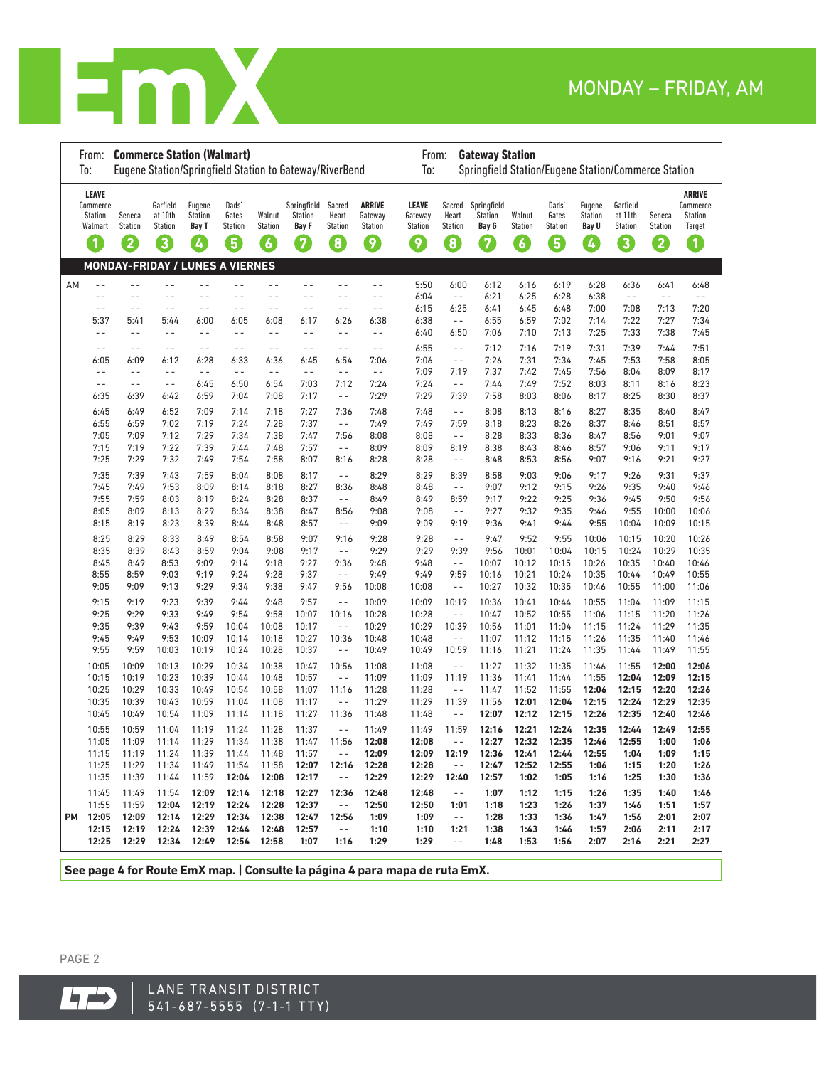# EmX

## MONDAY – FRIDAY, AM

**From: Commerce Station (Walmart)**
**To: Eugene Station/Springfield Station to Gateway/RiverBend**

**From: Gateway Station**
**To: Springfield Station/Eugene Station/Commerce Station**

**MONDAY-FRIDAY / LUNES A VIERNES**

| | LEAVE Commerce Station Walmart (1) | Seneca Station (2) | Garfield at 10th Station (3) | Eugene Station Bay T (4) | Dads' Gates Station (5) | Walnut Station (6) | Springfield Station Bay F (7) | Sacred Heart Station (8) | ARRIVE Gateway Station (9) | LEAVE Gateway Station (9) | Sacred Heart Station (8) | Springfield Station Bay G (7) | Walnut Station (6) | Dads' Gates Station (5) | Eugene Station Bay U (4) | Garfield at 11th Station (3) | Seneca Station (2) | ARRIVE Commerce Station Target (1) |
|---|---|---|---|---|---|---|---|---|---|---|---|---|---|---|---|---|---|---|
| AM | -- | -- | -- | -- | -- | -- | -- | -- | -- | 5:50 | 6:00 | 6:12 | 6:16 | 6:19 | 6:28 | 6:36 | 6:41 | 6:48 |
| | -- | -- | -- | -- | -- | -- | -- | -- | -- | 6:04 | -- | 6:21 | 6:25 | 6:28 | 6:38 | -- | -- | -- |
| | -- | -- | -- | -- | -- | -- | -- | -- | -- | 6:15 | 6:25 | 6:41 | 6:45 | 6:48 | 7:00 | 7:08 | 7:13 | 7:20 |
| | 5:37 | 5:41 | 5:44 | 6:00 | 6:05 | 6:08 | 6:17 | 6:26 | 6:38 | 6:38 | -- | 6:55 | 6:59 | 7:02 | 7:14 | 7:22 | 7:27 | 7:34 |
| | -- | -- | -- | -- | -- | -- | -- | -- | -- | 6:40 | 6:50 | 7:06 | 7:10 | 7:13 | 7:25 | 7:33 | 7:38 | 7:45 |
| | -- | -- | -- | -- | -- | -- | -- | -- | -- | 6:55 | -- | 7:12 | 7:16 | 7:19 | 7:31 | 7:39 | 7:44 | 7:51 |
| | 6:05 | 6:09 | 6:12 | 6:28 | 6:33 | 6:36 | 6:45 | 6:54 | 7:06 | 7:06 | -- | 7:26 | 7:31 | 7:34 | 7:45 | 7:53 | 7:58 | 8:05 |
| | -- | -- | -- | -- | -- | -- | -- | -- | -- | 7:09 | 7:19 | 7:37 | 7:42 | 7:45 | 7:56 | 8:04 | 8:09 | 8:17 |
| | -- | -- | -- | 6:45 | 6:50 | 6:54 | 7:03 | 7:12 | 7:24 | 7:24 | -- | 7:44 | 7:49 | 7:52 | 8:03 | 8:11 | 8:16 | 8:23 |
| | 6:35 | 6:39 | 6:42 | 6:59 | 7:04 | 7:08 | 7:17 | -- | 7:29 | 7:29 | 7:39 | 7:58 | 8:03 | 8:06 | 8:17 | 8:25 | 8:30 | 8:37 |
| | 6:45 | 6:49 | 6:52 | 7:09 | 7:14 | 7:18 | 7:27 | 7:36 | 7:48 | 7:48 | -- | 8:08 | 8:13 | 8:16 | 8:27 | 8:35 | 8:40 | 8:47 |
| | 6:55 | 6:59 | 7:02 | 7:19 | 7:24 | 7:28 | 7:37 | -- | 7:49 | 7:49 | 7:59 | 8:18 | 8:23 | 8:26 | 8:37 | 8:46 | 8:51 | 8:57 |
| | 7:05 | 7:09 | 7:12 | 7:29 | 7:34 | 7:38 | 7:47 | 7:56 | 8:08 | 8:08 | -- | 8:28 | 8:33 | 8:36 | 8:47 | 8:56 | 9:01 | 9:07 |
| | 7:15 | 7:19 | 7:22 | 7:39 | 7:44 | 7:48 | 7:57 | -- | 8:09 | 8:09 | 8:19 | 8:38 | 8:43 | 8:46 | 8:57 | 9:06 | 9:11 | 9:17 |
| | 7:25 | 7:29 | 7:32 | 7:49 | 7:54 | 7:58 | 8:07 | 8:16 | 8:28 | 8:28 | -- | 8:48 | 8:53 | 8:56 | 9:07 | 9:16 | 9:21 | 9:27 |
| | 7:35 | 7:39 | 7:43 | 7:59 | 8:04 | 8:08 | 8:17 | -- | 8:29 | 8:29 | 8:39 | 8:58 | 9:03 | 9:06 | 9:17 | 9:26 | 9:31 | 9:37 |
| | 7:45 | 7:49 | 7:53 | 8:09 | 8:14 | 8:18 | 8:27 | 8:36 | 8:48 | 8:48 | -- | 9:07 | 9:12 | 9:15 | 9:26 | 9:35 | 9:40 | 9:46 |
| | 7:55 | 7:59 | 8:03 | 8:19 | 8:24 | 8:28 | 8:37 | -- | 8:49 | 8:49 | 8:59 | 9:17 | 9:22 | 9:25 | 9:36 | 9:45 | 9:50 | 9:56 |
| | 8:05 | 8:09 | 8:13 | 8:29 | 8:34 | 8:38 | 8:47 | 8:56 | 9:08 | 9:08 | -- | 9:27 | 9:32 | 9:35 | 9:46 | 9:55 | 10:00 | 10:06 |
| | 8:15 | 8:19 | 8:23 | 8:39 | 8:44 | 8:48 | 8:57 | -- | 9:09 | 9:09 | 9:19 | 9:36 | 9:41 | 9:44 | 9:55 | 10:04 | 10:09 | 10:15 |
| | 8:25 | 8:29 | 8:33 | 8:49 | 8:54 | 8:58 | 9:07 | 9:16 | 9:28 | 9:28 | -- | 9:47 | 9:52 | 9:55 | 10:06 | 10:15 | 10:20 | 10:26 |
| | 8:35 | 8:39 | 8:43 | 8:59 | 9:04 | 9:08 | 9:17 | -- | 9:29 | 9:29 | 9:39 | 9:56 | 10:01 | 10:04 | 10:15 | 10:24 | 10:29 | 10:35 |
| | 8:45 | 8:49 | 8:53 | 9:09 | 9:14 | 9:18 | 9:27 | 9:36 | 9:48 | 9:48 | -- | 10:07 | 10:12 | 10:15 | 10:26 | 10:35 | 10:40 | 10:46 |
| | 8:55 | 8:59 | 9:03 | 9:19 | 9:24 | 9:28 | 9:37 | -- | 9:49 | 9:49 | 9:59 | 10:16 | 10:21 | 10:24 | 10:35 | 10:44 | 10:49 | 10:55 |
| | 9:05 | 9:09 | 9:13 | 9:29 | 9:34 | 9:38 | 9:47 | 9:56 | 10:08 | 10:08 | -- | 10:27 | 10:32 | 10:35 | 10:46 | 10:55 | 11:00 | 11:06 |
| | 9:15 | 9:19 | 9:23 | 9:39 | 9:44 | 9:48 | 9:57 | -- | 10:09 | 10:09 | 10:19 | 10:36 | 10:41 | 10:44 | 10:55 | 11:04 | 11:09 | 11:15 |
| | 9:25 | 9:29 | 9:33 | 9:49 | 9:54 | 9:58 | 10:07 | 10:16 | 10:28 | 10:28 | -- | 10:47 | 10:52 | 10:55 | 11:06 | 11:15 | 11:20 | 11:26 |
| | 9:35 | 9:39 | 9:43 | 9:59 | 10:04 | 10:08 | 10:17 | -- | 10:29 | 10:29 | 10:39 | 10:56 | 11:01 | 11:04 | 11:15 | 11:24 | 11:29 | 11:35 |
| | 9:45 | 9:49 | 9:53 | 10:09 | 10:14 | 10:18 | 10:27 | 10:36 | 10:48 | 10:48 | -- | 11:07 | 11:12 | 11:15 | 11:26 | 11:35 | 11:40 | 11:46 |
| | 9:55 | 9:59 | 10:03 | 10:19 | 10:24 | 10:28 | 10:37 | -- | 10:49 | 10:49 | 10:59 | 11:16 | 11:21 | 11:24 | 11:35 | 11:44 | 11:49 | 11:55 |
| | 10:05 | 10:09 | 10:13 | 10:29 | 10:34 | 10:38 | 10:47 | 10:56 | 11:08 | 11:08 | -- | 11:27 | 11:32 | 11:35 | 11:46 | 11:55 | **12:00** | **12:06** |
| | 10:15 | 10:19 | 10:23 | 10:39 | 10:44 | 10:48 | 10:57 | -- | 11:09 | 11:09 | 11:19 | 11:36 | 11:41 | 11:44 | 11:55 | **12:04** | **12:09** | **12:15** |
| | 10:25 | 10:29 | 10:33 | 10:49 | 10:54 | 10:58 | 11:07 | 11:16 | 11:28 | 11:28 | -- | 11:47 | 11:52 | 11:55 | **12:06** | **12:15** | **12:20** | **12:26** |
| | 10:35 | 10:39 | 10:43 | 10:59 | 11:04 | 11:08 | 11:17 | -- | 11:29 | 11:29 | 11:39 | 11:56 | **12:01** | **12:04** | **12:15** | **12:24** | **12:29** | **12:35** |
| | 10:45 | 10:49 | 10:54 | 11:09 | 11:14 | 11:18 | 11:27 | 11:36 | 11:48 | 11:48 | -- | **12:07** | **12:12** | **12:15** | **12:26** | **12:35** | **12:40** | **12:46** |
| | 10:55 | 10:59 | 11:04 | 11:19 | 11:24 | 11:28 | 11:37 | -- | 11:49 | 11:49 | 11:59 | **12:16** | **12:21** | **12:24** | **12:35** | **12:44** | **12:49** | **12:55** |
| | 11:05 | 11:09 | 11:14 | 11:29 | 11:34 | 11:38 | 11:47 | 11:56 | **12:08** | **12:08** | -- | **12:27** | **12:32** | **12:35** | **12:46** | **12:55** | **1:00** | **1:06** |
| | 11:15 | 11:19 | 11:24 | 11:39 | 11:44 | 11:48 | 11:57 | -- | **12:09** | **12:09** | **12:19** | **12:36** | **12:41** | **12:44** | **12:55** | **1:04** | **1:09** | **1:15** |
| | 11:25 | 11:29 | 11:34 | 11:49 | 11:54 | 11:58 | **12:07** | **12:16** | **12:28** | **12:28** | -- | **12:47** | **12:52** | **12:55** | **1:06** | **1:15** | **1:20** | **1:26** |
| | 11:35 | 11:39 | 11:44 | 11:59 | **12:04** | **12:08** | **12:17** | -- | **12:29** | **12:29** | **12:40** | **12:57** | **1:02** | **1:05** | **1:16** | **1:25** | **1:30** | **1:36** |
| | 11:45 | 11:49 | 11:54 | **12:09** | **12:14** | **12:18** | **12:27** | **12:36** | **12:48** | **12:48** | -- | **1:07** | **1:12** | **1:15** | **1:26** | **1:35** | **1:40** | **1:46** |
| | 11:55 | 11:59 | **12:04** | **12:19** | **12:24** | **12:28** | **12:37** | -- | **12:50** | **12:50** | **1:01** | **1:18** | **1:23** | **1:26** | **1:37** | **1:46** | **1:51** | **1:57** |
| PM | **12:05** | **12:09** | **12:14** | **12:29** | **12:34** | **12:38** | **12:47** | **12:56** | **1:09** | **1:09** | -- | **1:28** | **1:33** | **1:36** | **1:47** | **1:56** | **2:01** | **2:07** |
| | **12:15** | **12:19** | **12:24** | **12:39** | **12:44** | **12:48** | **12:57** | -- | **1:10** | **1:10** | **1:21** | **1:38** | **1:43** | **1:46** | **1:57** | **2:06** | **2:11** | **2:17** |
| | **12:25** | **12:29** | **12:34** | **12:49** | **12:54** | **12:58** | **1:07** | **1:16** | **1:29** | **1:29** | -- | **1:48** | **1:53** | **1:56** | **2:07** | **2:16** | **2:21** | **2:27** |

**See page 4 for Route EmX map. | Consulte la página 4 para mapa de ruta EmX.**

LANE TRANSIT DISTRICT
541-687-5555 (7-1-1 TTY)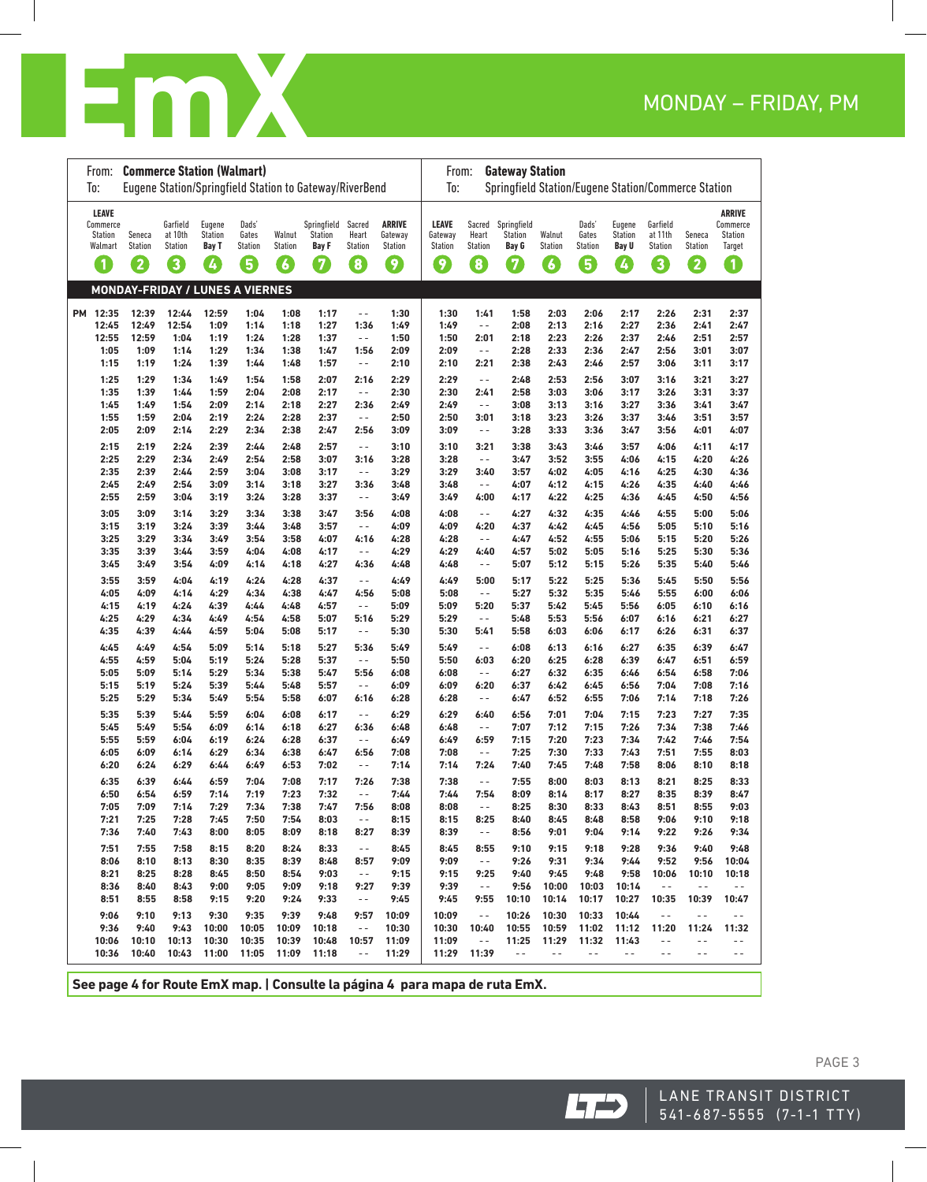# EmX

## MONDAY – FRIDAY, PM

**From: Commerce Station (Walmart)**
**To: Eugene Station/Springfield Station to Gateway/RiverBend**

**From: Gateway Station**
**To: Springfield Station/Eugene Station/Commerce Station**

### MONDAY-FRIDAY / LUNES A VIERNES

| LEAVE Commerce Station Walmart (1) | Seneca Station (2) | Garfield at 10th Station (3) | Eugene Station Bay T (4) | Dads' Gates Station (5) | Walnut Station (6) | Springfield Station Bay F (7) | Sacred Heart Station (8) | ARRIVE Gateway Station (9) | LEAVE Gateway Station (9) | Sacred Heart Station (8) | Springfield Station Bay G (7) | Walnut Station (6) | Dads' Gates Station (5) | Eugene Station Bay U (4) | Garfield at 11th Station (3) | Seneca Station (2) | ARRIVE Commerce Station Target (1) |
|---|---|---|---|---|---|---|---|---|---|---|---|---|---|---|---|---|---|
| PM 12:35 | 12:39 | 12:44 | 12:59 | 1:04 | 1:08 | 1:17 | -- | 1:30 | 1:30 | 1:41 | 1:58 | 2:03 | 2:06 | 2:17 | 2:26 | 2:31 | 2:37 |
| 12:45 | 12:49 | 12:54 | 1:09 | 1:14 | 1:18 | 1:27 | 1:36 | 1:49 | 1:49 | -- | 2:08 | 2:13 | 2:16 | 2:27 | 2:36 | 2:41 | 2:47 |
| 12:55 | 12:59 | 1:04 | 1:19 | 1:24 | 1:28 | 1:37 | -- | 1:50 | 1:50 | 2:01 | 2:18 | 2:23 | 2:26 | 2:37 | 2:46 | 2:51 | 2:57 |
| 1:05 | 1:09 | 1:14 | 1:29 | 1:34 | 1:38 | 1:47 | 1:56 | 2:09 | 2:09 | -- | 2:28 | 2:33 | 2:36 | 2:47 | 2:56 | 3:01 | 3:07 |
| 1:15 | 1:19 | 1:24 | 1:39 | 1:44 | 1:48 | 1:57 | -- | 2:10 | 2:10 | 2:21 | 2:38 | 2:43 | 2:46 | 2:57 | 3:06 | 3:11 | 3:17 |
| 1:25 | 1:29 | 1:34 | 1:49 | 1:54 | 1:58 | 2:07 | 2:16 | 2:29 | 2:29 | -- | 2:48 | 2:53 | 2:56 | 3:07 | 3:16 | 3:21 | 3:27 |
| 1:35 | 1:39 | 1:44 | 1:59 | 2:04 | 2:08 | 2:17 | -- | 2:30 | 2:30 | 2:41 | 2:58 | 3:03 | 3:06 | 3:17 | 3:26 | 3:31 | 3:37 |
| 1:45 | 1:49 | 1:54 | 2:09 | 2:14 | 2:18 | 2:27 | 2:36 | 2:49 | 2:49 | -- | 3:08 | 3:13 | 3:16 | 3:27 | 3:36 | 3:41 | 3:47 |
| 1:55 | 1:59 | 2:04 | 2:19 | 2:24 | 2:28 | 2:37 | -- | 2:50 | 2:50 | 3:01 | 3:18 | 3:23 | 3:26 | 3:37 | 3:46 | 3:51 | 3:57 |
| 2:05 | 2:09 | 2:14 | 2:29 | 2:34 | 2:38 | 2:47 | 2:56 | 3:09 | 3:09 | -- | 3:28 | 3:33 | 3:36 | 3:47 | 3:56 | 4:01 | 4:07 |
| 2:15 | 2:19 | 2:24 | 2:39 | 2:44 | 2:48 | 2:57 | -- | 3:10 | 3:10 | 3:21 | 3:38 | 3:43 | 3:46 | 3:57 | 4:06 | 4:11 | 4:17 |
| 2:25 | 2:29 | 2:34 | 2:49 | 2:54 | 2:58 | 3:07 | 3:16 | 3:28 | 3:28 | -- | 3:47 | 3:52 | 3:55 | 4:06 | 4:15 | 4:20 | 4:26 |
| 2:35 | 2:39 | 2:44 | 2:59 | 3:04 | 3:08 | 3:17 | -- | 3:29 | 3:29 | 3:40 | 3:57 | 4:02 | 4:05 | 4:16 | 4:25 | 4:30 | 4:36 |
| 2:45 | 2:49 | 2:54 | 3:09 | 3:14 | 3:18 | 3:27 | 3:36 | 3:48 | 3:48 | -- | 4:07 | 4:12 | 4:15 | 4:26 | 4:35 | 4:40 | 4:46 |
| 2:55 | 2:59 | 3:04 | 3:19 | 3:24 | 3:28 | 3:37 | -- | 3:49 | 3:49 | 4:00 | 4:17 | 4:22 | 4:25 | 4:36 | 4:45 | 4:50 | 4:56 |
| 3:05 | 3:09 | 3:14 | 3:29 | 3:34 | 3:38 | 3:47 | 3:56 | 4:08 | 4:08 | -- | 4:27 | 4:32 | 4:35 | 4:46 | 4:55 | 5:00 | 5:06 |
| 3:15 | 3:19 | 3:24 | 3:39 | 3:44 | 3:48 | 3:57 | -- | 4:09 | 4:09 | 4:20 | 4:37 | 4:42 | 4:45 | 4:56 | 5:05 | 5:10 | 5:16 |
| 3:25 | 3:29 | 3:34 | 3:49 | 3:54 | 3:58 | 4:07 | 4:16 | 4:28 | 4:28 | -- | 4:47 | 4:52 | 4:55 | 5:06 | 5:15 | 5:20 | 5:26 |
| 3:35 | 3:39 | 3:44 | 3:59 | 4:04 | 4:08 | 4:17 | -- | 4:29 | 4:29 | 4:40 | 4:57 | 5:02 | 5:05 | 5:16 | 5:25 | 5:30 | 5:36 |
| 3:45 | 3:49 | 3:54 | 4:09 | 4:14 | 4:18 | 4:27 | 4:36 | 4:48 | 4:48 | -- | 5:07 | 5:12 | 5:15 | 5:26 | 5:35 | 5:40 | 5:46 |
| 3:55 | 3:59 | 4:04 | 4:19 | 4:24 | 4:28 | 4:37 | -- | 4:49 | 4:49 | 5:00 | 5:17 | 5:22 | 5:25 | 5:36 | 5:45 | 5:50 | 5:56 |
| 4:05 | 4:09 | 4:14 | 4:29 | 4:34 | 4:38 | 4:47 | 4:56 | 5:08 | 5:08 | -- | 5:27 | 5:32 | 5:35 | 5:46 | 5:55 | 6:00 | 6:06 |
| 4:15 | 4:19 | 4:24 | 4:39 | 4:44 | 4:48 | 4:57 | -- | 5:09 | 5:09 | 5:20 | 5:37 | 5:42 | 5:45 | 5:56 | 6:05 | 6:10 | 6:16 |
| 4:25 | 4:29 | 4:34 | 4:49 | 4:54 | 4:58 | 5:07 | 5:16 | 5:29 | 5:29 | -- | 5:48 | 5:53 | 5:56 | 6:07 | 6:16 | 6:21 | 6:27 |
| 4:35 | 4:39 | 4:44 | 4:59 | 5:04 | 5:08 | 5:17 | -- | 5:30 | 5:30 | 5:41 | 5:58 | 6:03 | 6:06 | 6:17 | 6:26 | 6:31 | 6:37 |
| 4:45 | 4:49 | 4:54 | 5:09 | 5:14 | 5:18 | 5:27 | 5:36 | 5:49 | 5:49 | -- | 6:08 | 6:13 | 6:16 | 6:27 | 6:35 | 6:39 | 6:47 |
| 4:55 | 4:59 | 5:04 | 5:19 | 5:24 | 5:28 | 5:37 | -- | 5:50 | 5:50 | 6:03 | 6:20 | 6:25 | 6:28 | 6:39 | 6:47 | 6:51 | 6:59 |
| 5:05 | 5:09 | 5:14 | 5:29 | 5:34 | 5:38 | 5:47 | 5:56 | 6:08 | 6:08 | -- | 6:27 | 6:32 | 6:35 | 6:46 | 6:54 | 6:58 | 7:06 |
| 5:15 | 5:19 | 5:24 | 5:39 | 5:44 | 5:48 | 5:57 | -- | 6:09 | 6:09 | 6:20 | 6:37 | 6:42 | 6:45 | 6:56 | 7:04 | 7:08 | 7:16 |
| 5:25 | 5:29 | 5:34 | 5:49 | 5:54 | 5:58 | 6:07 | 6:16 | 6:28 | 6:28 | -- | 6:47 | 6:52 | 6:55 | 7:06 | 7:14 | 7:18 | 7:26 |
| 5:35 | 5:39 | 5:44 | 5:59 | 6:04 | 6:08 | 6:17 | -- | 6:29 | 6:29 | 6:40 | 6:56 | 7:01 | 7:04 | 7:15 | 7:23 | 7:27 | 7:35 |
| 5:45 | 5:49 | 5:54 | 6:09 | 6:14 | 6:18 | 6:27 | 6:36 | 6:48 | 6:48 | -- | 7:07 | 7:12 | 7:15 | 7:26 | 7:34 | 7:38 | 7:46 |
| 5:55 | 5:59 | 6:04 | 6:19 | 6:24 | 6:28 | 6:37 | -- | 6:49 | 6:49 | 6:59 | 7:15 | 7:20 | 7:23 | 7:34 | 7:42 | 7:46 | 7:54 |
| 6:05 | 6:09 | 6:14 | 6:29 | 6:34 | 6:38 | 6:47 | 6:56 | 7:08 | 7:08 | -- | 7:25 | 7:30 | 7:33 | 7:43 | 7:51 | 7:55 | 8:03 |
| 6:20 | 6:24 | 6:29 | 6:44 | 6:49 | 6:53 | 7:02 | -- | 7:14 | 7:14 | 7:24 | 7:40 | 7:45 | 7:48 | 7:58 | 8:06 | 8:10 | 8:18 |
| 6:35 | 6:39 | 6:44 | 6:59 | 7:04 | 7:08 | 7:17 | 7:26 | 7:38 | 7:38 | -- | 7:55 | 8:00 | 8:03 | 8:13 | 8:21 | 8:25 | 8:33 |
| 6:50 | 6:54 | 6:59 | 7:14 | 7:19 | 7:23 | 7:32 | -- | 7:44 | 7:44 | 7:54 | 8:09 | 8:14 | 8:17 | 8:27 | 8:35 | 8:39 | 8:47 |
| 7:05 | 7:09 | 7:14 | 7:29 | 7:34 | 7:38 | 7:47 | 7:56 | 8:08 | 8:08 | -- | 8:25 | 8:30 | 8:33 | 8:43 | 8:51 | 8:55 | 9:03 |
| 7:21 | 7:25 | 7:28 | 7:45 | 7:50 | 7:54 | 8:03 | -- | 8:15 | 8:15 | 8:25 | 8:40 | 8:45 | 8:48 | 8:58 | 9:06 | 9:10 | 9:18 |
| 7:36 | 7:40 | 7:43 | 8:00 | 8:05 | 8:09 | 8:18 | 8:27 | 8:39 | 8:39 | -- | 8:56 | 9:01 | 9:04 | 9:14 | 9:22 | 9:26 | 9:34 |
| 7:51 | 7:55 | 7:58 | 8:15 | 8:20 | 8:24 | 8:33 | -- | 8:45 | 8:45 | 8:55 | 9:10 | 9:15 | 9:18 | 9:28 | 9:36 | 9:40 | 9:48 |
| 8:06 | 8:10 | 8:13 | 8:30 | 8:35 | 8:39 | 8:48 | 8:57 | 9:09 | 9:09 | -- | 9:26 | 9:31 | 9:34 | 9:44 | 9:52 | 9:56 | 10:04 |
| 8:21 | 8:25 | 8:28 | 8:45 | 8:50 | 8:54 | 9:03 | -- | 9:15 | 9:15 | 9:25 | 9:40 | 9:45 | 9:48 | 9:58 | 10:06 | 10:10 | 10:18 |
| 8:36 | 8:40 | 8:43 | 9:00 | 9:05 | 9:09 | 9:18 | 9:27 | 9:39 | 9:39 | -- | 9:56 | 10:00 | 10:03 | 10:14 | -- | -- | -- |
| 8:51 | 8:55 | 8:58 | 9:15 | 9:20 | 9:24 | 9:33 | -- | 9:45 | 9:45 | 9:55 | 10:10 | 10:14 | 10:17 | 10:27 | 10:35 | 10:39 | 10:47 |
| 9:06 | 9:10 | 9:13 | 9:30 | 9:35 | 9:39 | 9:48 | 9:57 | 10:09 | 10:09 | -- | 10:26 | 10:30 | 10:33 | 10:44 | -- | -- | -- |
| 9:36 | 9:40 | 9:43 | 10:00 | 10:05 | 10:09 | 10:18 | -- | 10:30 | 10:30 | 10:40 | 10:55 | 10:59 | 11:02 | 11:12 | 11:20 | 11:24 | 11:32 |
| 10:06 | 10:10 | 10:13 | 10:30 | 10:35 | 10:39 | 10:48 | 10:57 | 11:09 | 11:09 | -- | 11:25 | 11:29 | 11:32 | 11:43 | -- | -- | -- |
| 10:36 | 10:40 | 10:43 | 11:00 | 11:05 | 11:09 | 11:18 | -- | 11:29 | 11:29 | 11:39 | -- | -- | -- | -- | -- | -- | -- |

**See page 4 for Route EmX map. | Consulte la página 4 para mapa de ruta EmX.**

LANE TRANSIT DISTRICT
541-687-5555 (7-1-1 TTY)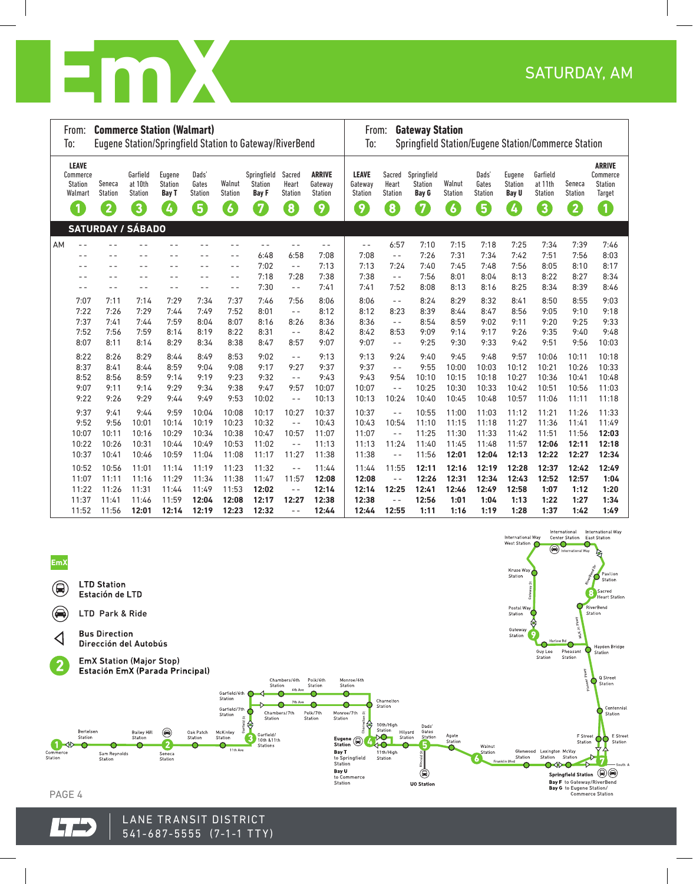# EmX

SATURDAY, AM

| From: **Commerce Station (Walmart)** To: Eugene Station/Springfield Station to Gateway/RiverBend | | | | | | | | | | From: **Gateway Station** To: Springfield Station/Eugene Station/Commerce Station | | | | | | | | |
|---|---|---|---|---|---|---|---|---|---|---|---|---|---|---|---|---|---|---|
| | **LEAVE** Commerce Station Walmart (1) | Seneca Station (2) | Garfield at 10th Station (3) | Eugene Station Bay T (4) | Dads' Gates Station (5) | Walnut Station (6) | Springfield Station Bay F (7) | Sacred Heart Station (8) | **ARRIVE** Gateway Station (9) | **LEAVE** Gateway Station (9) | Sacred Heart Station (8) | Springfield Station Bay G (7) | Walnut Station (6) | Dads' Gates Station (5) | Eugene Station Bay U (4) | Garfield at 11th Station (3) | Seneca Station (2) | **ARRIVE** Commerce Station Target (1) |
| **SATURDAY / SÁBADO** | | | | | | | | | | | | | | | | | | |
| AM | -- | -- | -- | -- | -- | -- | -- | -- | -- | -- | 6:57 | 7:10 | 7:15 | 7:18 | 7:25 | 7:34 | 7:39 | 7:46 |
| | -- | -- | -- | -- | -- | -- | 6:48 | 6:58 | 7:08 | 7:08 | -- | 7:26 | 7:31 | 7:34 | 7:42 | 7:51 | 7:56 | 8:03 |
| | -- | -- | -- | -- | -- | -- | 7:02 | -- | 7:13 | 7:13 | 7:24 | 7:40 | 7:45 | 7:48 | 7:56 | 8:05 | 8:10 | 8:17 |
| | -- | -- | -- | -- | -- | -- | 7:18 | 7:28 | 7:38 | 7:38 | -- | 7:56 | 8:01 | 8:04 | 8:13 | 8:22 | 8:27 | 8:34 |
| | -- | -- | -- | -- | -- | -- | 7:30 | -- | 7:41 | 7:41 | 7:52 | 8:08 | 8:13 | 8:16 | 8:25 | 8:34 | 8:39 | 8:46 |
| | 7:07 | 7:11 | 7:14 | 7:29 | 7:34 | 7:37 | 7:46 | 7:56 | 8:06 | 8:06 | -- | 8:24 | 8:29 | 8:32 | 8:41 | 8:50 | 8:55 | 9:03 |
| | 7:22 | 7:26 | 7:29 | 7:44 | 7:49 | 7:52 | 8:01 | -- | 8:12 | 8:12 | 8:23 | 8:39 | 8:44 | 8:47 | 8:56 | 9:05 | 9:10 | 9:18 |
| | 7:37 | 7:41 | 7:44 | 7:59 | 8:04 | 8:07 | 8:16 | 8:26 | 8:36 | 8:36 | -- | 8:54 | 8:59 | 9:02 | 9:11 | 9:20 | 9:25 | 9:33 |
| | 7:52 | 7:56 | 7:59 | 8:14 | 8:19 | 8:22 | 8:31 | -- | 8:42 | 8:42 | 8:53 | 9:09 | 9:14 | 9:17 | 9:26 | 9:35 | 9:40 | 9:48 |
| | 8:07 | 8:11 | 8:14 | 8:29 | 8:34 | 8:38 | 8:47 | 8:57 | 9:07 | 9:07 | -- | 9:25 | 9:30 | 9:33 | 9:42 | 9:51 | 9:56 | 10:03 |
| | 8:22 | 8:26 | 8:29 | 8:44 | 8:49 | 8:53 | 9:02 | -- | 9:13 | 9:13 | 9:24 | 9:40 | 9:45 | 9:48 | 9:57 | 10:06 | 10:11 | 10:18 |
| | 8:37 | 8:41 | 8:44 | 8:59 | 9:04 | 9:08 | 9:17 | 9:27 | 9:37 | 9:37 | -- | 9:55 | 10:00 | 10:03 | 10:12 | 10:21 | 10:26 | 10:33 |
| | 8:52 | 8:56 | 8:59 | 9:14 | 9:19 | 9:23 | 9:32 | -- | 9:43 | 9:43 | 9:54 | 10:10 | 10:15 | 10:18 | 10:27 | 10:36 | 10:41 | 10:48 |
| | 9:07 | 9:11 | 9:14 | 9:29 | 9:34 | 9:38 | 9:47 | 9:57 | 10:07 | 10:07 | -- | 10:25 | 10:30 | 10:33 | 10:42 | 10:51 | 10:56 | 11:03 |
| | 9:22 | 9:26 | 9:29 | 9:44 | 9:49 | 9:53 | 10:02 | -- | 10:13 | 10:13 | 10:24 | 10:40 | 10:45 | 10:48 | 10:57 | 11:06 | 11:11 | 11:18 |
| | 9:37 | 9:41 | 9:44 | 9:59 | 10:04 | 10:08 | 10:17 | 10:27 | 10:37 | 10:37 | -- | 10:55 | 11:00 | 11:03 | 11:12 | 11:21 | 11:26 | 11:33 |
| | 9:52 | 9:56 | 10:01 | 10:14 | 10:19 | 10:23 | 10:32 | -- | 10:43 | 10:43 | 10:54 | 11:10 | 11:15 | 11:18 | 11:27 | 11:36 | 11:41 | 11:49 |
| | 10:07 | 10:11 | 10:16 | 10:29 | 10:34 | 10:38 | 10:47 | 10:57 | 11:07 | 11:07 | -- | 11:25 | 11:30 | 11:33 | 11:42 | 11:51 | 11:56 | **12:03** |
| | 10:22 | 10:26 | 10:31 | 10:44 | 10:49 | 10:53 | 11:02 | -- | 11:13 | 11:13 | 11:24 | 11:40 | 11:45 | 11:48 | 11:57 | **12:06** | **12:11** | **12:18** |
| | 10:37 | 10:41 | 10:46 | 10:59 | 11:04 | 11:08 | 11:17 | 11:27 | 11:38 | 11:38 | -- | 11:56 | **12:01** | **12:04** | **12:13** | **12:22** | **12:27** | **12:34** |
| | 10:52 | 10:56 | 11:01 | 11:14 | 11:19 | 11:23 | 11:32 | -- | 11:44 | 11:44 | 11:55 | **12:11** | **12:16** | **12:19** | **12:28** | **12:37** | **12:42** | **12:49** |
| | 11:07 | 11:11 | 11:16 | 11:29 | 11:34 | 11:38 | 11:47 | 11:57 | **12:08** | **12:08** | -- | **12:26** | **12:31** | **12:34** | **12:43** | **12:52** | **12:57** | **1:04** |
| | 11:22 | 11:26 | 11:31 | 11:44 | 11:49 | 11:53 | **12:02** | -- | **12:14** | **12:14** | **12:25** | **12:41** | **12:46** | **12:49** | **12:58** | **1:07** | **1:12** | **1:20** |
| | 11:37 | 11:41 | 11:46 | 11:59 | **12:04** | **12:08** | **12:17** | **12:27** | **12:38** | **12:38** | -- | **12:56** | **1:01** | **1:04** | **1:13** | **1:22** | **1:27** | **1:34** |
| | 11:52 | 11:56 | **12:01** | **12:14** | **12:19** | **12:23** | **12:32** | -- | **12:44** | **12:44** | **12:55** | **1:11** | **1:16** | **1:19** | **1:28** | **1:37** | **1:42** | **1:49** |

EmX

- LTD Station / Estación de LTD
- LTD Park & Ride
- Bus Direction / Dirección del Autobús
- EmX Station (Major Stop) / Estación EmX (Parada Principal)

LANE TRANSIT DISTRICT
541-687-5555 (7-1-1 TTY)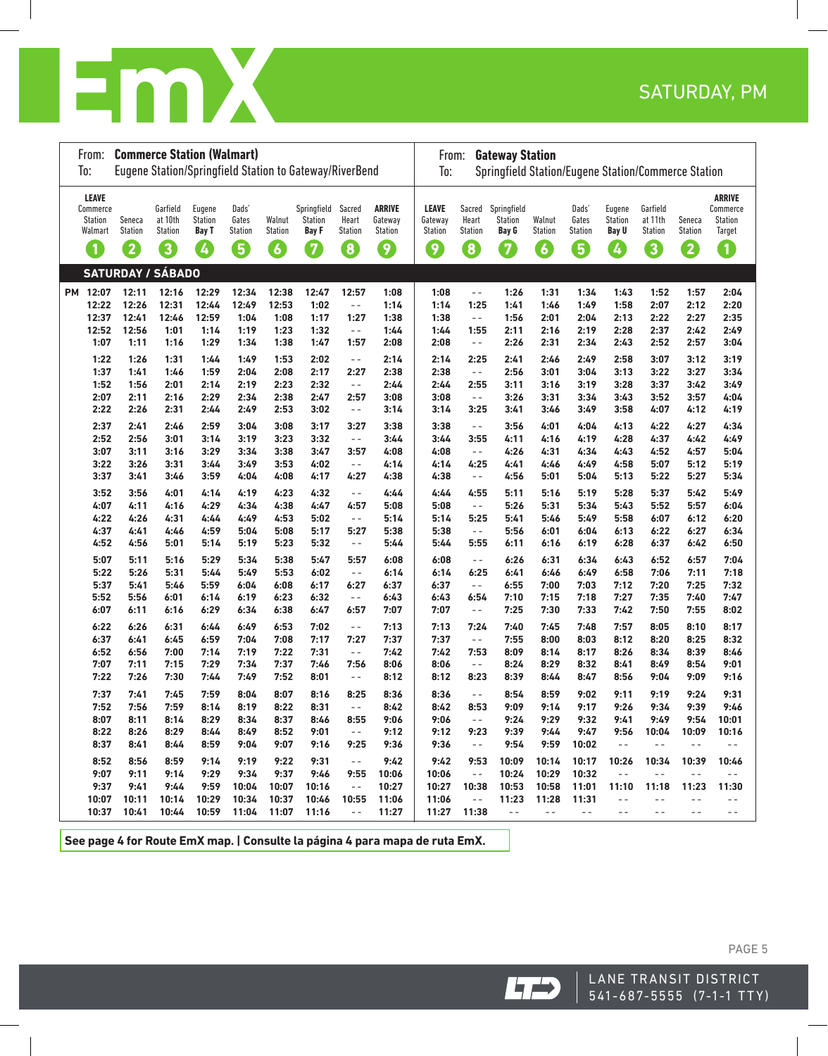# EmX

SATURDAY, PM

From: **Commerce Station (Walmart)**
To: Eugene Station/Springfield Station to Gateway/RiverBend

From: **Gateway Station**
To: Springfield Station/Eugene Station/Commerce Station

| **LEAVE** Commerce Station Walmart (1) | Seneca Station (2) | Garfield at 10th Station (3) | Eugene Station **Bay T** (4) | Dads' Gates Station (5) | Walnut Station (6) | Springfield Station **Bay F** (7) | Sacred Heart Station (8) | **ARRIVE** Gateway Station (9) | **LEAVE** Gateway Station (9) | Sacred Heart Station (8) | Springfield Station **Bay G** (7) | Walnut Station (6) | Dads' Gates Station (5) | Eugene Station **Bay U** (4) | Garfield at 11th Station (3) | Seneca Station (2) | **ARRIVE** Commerce Station Target (1) |
|---|---|---|---|---|---|---|---|---|---|---|---|---|---|---|---|---|---|
| **SATURDAY / SÁBADO** | | | | | | | | | | | | | | | | | |
| PM 12:07 | 12:11 | 12:16 | 12:29 | 12:34 | 12:38 | 12:47 | 12:57 | 1:08 | 1:08 | -- | 1:26 | 1:31 | 1:34 | 1:43 | 1:52 | 1:57 | 2:04 |
| 12:22 | 12:26 | 12:31 | 12:44 | 12:49 | 12:53 | 1:02 | -- | 1:14 | 1:14 | 1:25 | 1:41 | 1:46 | 1:49 | 1:58 | 2:07 | 2:12 | 2:20 |
| 12:37 | 12:41 | 12:46 | 12:59 | 1:04 | 1:08 | 1:17 | 1:27 | 1:38 | 1:38 | -- | 1:56 | 2:01 | 2:04 | 2:13 | 2:22 | 2:27 | 2:35 |
| 12:52 | 12:56 | 1:01 | 1:14 | 1:19 | 1:23 | 1:32 | -- | 1:44 | 1:44 | 1:55 | 2:11 | 2:16 | 2:19 | 2:28 | 2:37 | 2:42 | 2:49 |
| 1:07 | 1:11 | 1:16 | 1:29 | 1:34 | 1:38 | 1:47 | 1:57 | 2:08 | 2:08 | -- | 2:26 | 2:31 | 2:34 | 2:43 | 2:52 | 2:57 | 3:04 |
| 1:22 | 1:26 | 1:31 | 1:44 | 1:49 | 1:53 | 2:02 | -- | 2:14 | 2:14 | 2:25 | 2:41 | 2:46 | 2:49 | 2:58 | 3:07 | 3:12 | 3:19 |
| 1:37 | 1:41 | 1:46 | 1:59 | 2:04 | 2:08 | 2:17 | 2:27 | 2:38 | 2:38 | -- | 2:56 | 3:01 | 3:04 | 3:13 | 3:22 | 3:27 | 3:34 |
| 1:52 | 1:56 | 2:01 | 2:14 | 2:19 | 2:23 | 2:32 | -- | 2:44 | 2:44 | 2:55 | 3:11 | 3:16 | 3:19 | 3:28 | 3:37 | 3:42 | 3:49 |
| 2:07 | 2:11 | 2:16 | 2:29 | 2:34 | 2:38 | 2:47 | 2:57 | 3:08 | 3:08 | -- | 3:26 | 3:31 | 3:34 | 3:43 | 3:52 | 3:57 | 4:04 |
| 2:22 | 2:26 | 2:31 | 2:44 | 2:49 | 2:53 | 3:02 | -- | 3:14 | 3:14 | 3:25 | 3:41 | 3:46 | 3:49 | 3:58 | 4:07 | 4:12 | 4:19 |
| 2:37 | 2:41 | 2:46 | 2:59 | 3:04 | 3:08 | 3:17 | 3:27 | 3:38 | 3:38 | -- | 3:56 | 4:01 | 4:04 | 4:13 | 4:22 | 4:27 | 4:34 |
| 2:52 | 2:56 | 3:01 | 3:14 | 3:19 | 3:23 | 3:32 | -- | 3:44 | 3:44 | 3:55 | 4:11 | 4:16 | 4:19 | 4:28 | 4:37 | 4:42 | 4:49 |
| 3:07 | 3:11 | 3:16 | 3:29 | 3:34 | 3:38 | 3:47 | 3:57 | 4:08 | 4:08 | -- | 4:26 | 4:31 | 4:34 | 4:43 | 4:52 | 4:57 | 5:04 |
| 3:22 | 3:26 | 3:31 | 3:44 | 3:49 | 3:53 | 4:02 | -- | 4:14 | 4:14 | 4:25 | 4:41 | 4:46 | 4:49 | 4:58 | 5:07 | 5:12 | 5:19 |
| 3:37 | 3:41 | 3:46 | 3:59 | 4:04 | 4:08 | 4:17 | 4:27 | 4:38 | 4:38 | -- | 4:56 | 5:01 | 5:04 | 5:13 | 5:22 | 5:27 | 5:34 |
| 3:52 | 3:56 | 4:01 | 4:14 | 4:19 | 4:23 | 4:32 | -- | 4:44 | 4:44 | 4:55 | 5:11 | 5:16 | 5:19 | 5:28 | 5:37 | 5:42 | 5:49 |
| 4:07 | 4:11 | 4:16 | 4:29 | 4:34 | 4:38 | 4:47 | 4:57 | 5:08 | 5:08 | -- | 5:26 | 5:31 | 5:34 | 5:43 | 5:52 | 5:57 | 6:04 |
| 4:22 | 4:26 | 4:31 | 4:44 | 4:49 | 4:53 | 5:02 | -- | 5:14 | 5:14 | 5:25 | 5:41 | 5:46 | 5:49 | 5:58 | 6:07 | 6:12 | 6:20 |
| 4:37 | 4:41 | 4:46 | 4:59 | 5:04 | 5:08 | 5:17 | 5:27 | 5:38 | 5:38 | -- | 5:56 | 6:01 | 6:04 | 6:13 | 6:22 | 6:27 | 6:34 |
| 4:52 | 4:56 | 5:01 | 5:14 | 5:19 | 5:23 | 5:32 | -- | 5:44 | 5:44 | 5:55 | 6:11 | 6:16 | 6:19 | 6:28 | 6:37 | 6:42 | 6:50 |
| 5:07 | 5:11 | 5:16 | 5:29 | 5:34 | 5:38 | 5:47 | 5:57 | 6:08 | 6:08 | -- | 6:26 | 6:31 | 6:34 | 6:43 | 6:52 | 6:57 | 7:04 |
| 5:22 | 5:26 | 5:31 | 5:44 | 5:49 | 5:53 | 6:02 | -- | 6:14 | 6:14 | 6:25 | 6:41 | 6:46 | 6:49 | 6:58 | 7:06 | 7:11 | 7:18 |
| 5:37 | 5:41 | 5:46 | 5:59 | 6:04 | 6:08 | 6:17 | 6:27 | 6:37 | 6:37 | -- | 6:55 | 7:00 | 7:03 | 7:12 | 7:20 | 7:25 | 7:32 |
| 5:52 | 5:56 | 6:01 | 6:14 | 6:19 | 6:23 | 6:32 | -- | 6:43 | 6:43 | 6:54 | 7:10 | 7:15 | 7:18 | 7:27 | 7:35 | 7:40 | 7:47 |
| 6:07 | 6:11 | 6:16 | 6:29 | 6:34 | 6:38 | 6:47 | 6:57 | 7:07 | 7:07 | -- | 7:25 | 7:30 | 7:33 | 7:42 | 7:50 | 7:55 | 8:02 |
| 6:22 | 6:26 | 6:31 | 6:44 | 6:49 | 6:53 | 7:02 | -- | 7:13 | 7:13 | 7:24 | 7:40 | 7:45 | 7:48 | 7:57 | 8:05 | 8:10 | 8:17 |
| 6:37 | 6:41 | 6:45 | 6:59 | 7:04 | 7:08 | 7:17 | 7:27 | 7:37 | 7:37 | -- | 7:55 | 8:00 | 8:03 | 8:12 | 8:20 | 8:25 | 8:32 |
| 6:52 | 6:56 | 7:00 | 7:14 | 7:19 | 7:22 | 7:31 | -- | 7:42 | 7:42 | 7:53 | 8:09 | 8:14 | 8:17 | 8:26 | 8:34 | 8:39 | 8:46 |
| 7:07 | 7:11 | 7:15 | 7:29 | 7:34 | 7:37 | 7:46 | 7:56 | 8:06 | 8:06 | -- | 8:24 | 8:29 | 8:32 | 8:41 | 8:49 | 8:54 | 9:01 |
| 7:22 | 7:26 | 7:30 | 7:44 | 7:49 | 7:52 | 8:01 | -- | 8:12 | 8:12 | 8:23 | 8:39 | 8:44 | 8:47 | 8:56 | 9:04 | 9:09 | 9:16 |
| 7:37 | 7:41 | 7:45 | 7:59 | 8:04 | 8:07 | 8:16 | 8:25 | 8:36 | 8:36 | -- | 8:54 | 8:59 | 9:02 | 9:11 | 9:19 | 9:24 | 9:31 |
| 7:52 | 7:56 | 7:59 | 8:14 | 8:19 | 8:22 | 8:31 | -- | 8:42 | 8:42 | 8:53 | 9:09 | 9:14 | 9:17 | 9:26 | 9:34 | 9:39 | 9:46 |
| 8:07 | 8:11 | 8:14 | 8:29 | 8:34 | 8:37 | 8:46 | 8:55 | 9:06 | 9:06 | -- | 9:24 | 9:29 | 9:32 | 9:41 | 9:49 | 9:54 | 10:01 |
| 8:22 | 8:26 | 8:29 | 8:44 | 8:49 | 8:52 | 9:01 | -- | 9:12 | 9:12 | 9:23 | 9:39 | 9:44 | 9:47 | 9:56 | 10:04 | 10:09 | 10:16 |
| 8:37 | 8:41 | 8:44 | 8:59 | 9:04 | 9:07 | 9:16 | 9:25 | 9:36 | 9:36 | -- | 9:54 | 9:59 | 10:02 | -- | -- | -- | -- |
| 8:52 | 8:56 | 8:59 | 9:14 | 9:19 | 9:22 | 9:31 | -- | 9:42 | 9:42 | 9:53 | 10:09 | 10:14 | 10:17 | 10:26 | 10:34 | 10:39 | 10:46 |
| 9:07 | 9:11 | 9:14 | 9:29 | 9:34 | 9:37 | 9:46 | 9:55 | 10:06 | 10:06 | -- | 10:24 | 10:29 | 10:32 | -- | -- | -- | -- |
| 9:37 | 9:41 | 9:44 | 9:59 | 10:04 | 10:07 | 10:16 | -- | 10:27 | 10:27 | 10:38 | 10:53 | 10:58 | 11:01 | 11:10 | 11:18 | 11:23 | 11:30 |
| 10:07 | 10:11 | 10:14 | 10:29 | 10:34 | 10:37 | 10:46 | 10:55 | 11:06 | 11:06 | -- | 11:23 | 11:28 | 11:31 | -- | -- | -- | -- |
| 10:37 | 10:41 | 10:44 | 10:59 | 11:04 | 11:07 | 11:16 | -- | 11:27 | 11:27 | 11:38 | -- | -- | -- | -- | -- | -- | -- |

**See page 4 for Route EmX map. | Consulte la página 4 para mapa de ruta EmX.**

LANE TRANSIT DISTRICT
541-687-5555 (7-1-1 TTY)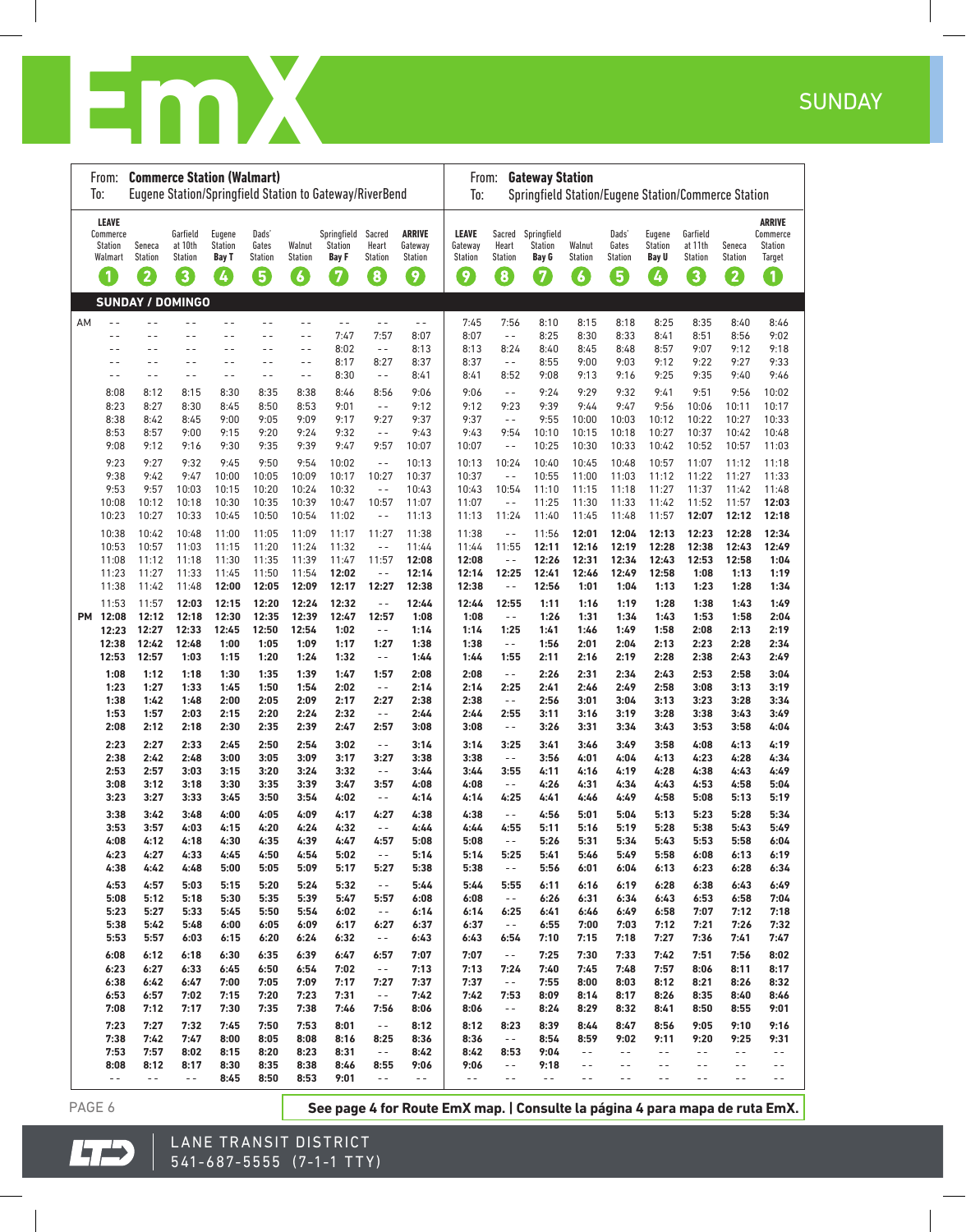# EmX

SUNDAY

| From: **Commerce Station (Walmart)** To: Eugene Station/Springfield Station to Gateway/RiverBend | | | | | | | | | | From: **Gateway Station** To: Springfield Station/Eugene Station/Commerce Station | | | | | | | | |
|---|---|---|---|---|---|---|---|---|---|---|---|---|---|---|---|---|---|---|
| | **LEAVE** Commerce Station Walmart | Seneca Station | Garfield at 10th Station | Eugene Station Bay T | Dads' Gates Station | Walnut Station | Springfield Station Bay F | Sacred Heart Station | **ARRIVE** Gateway Station | **LEAVE** Gateway Station | Sacred Heart Station | Springfield Station Bay G | Walnut Station | Dads' Gates Station | Eugene Station Bay U | Garfield at 11th Station | Seneca Station | **ARRIVE** Commerce Station Target |
| | 1 | 2 | 3 | 4 | 5 | 6 | 7 | 8 | 9 | 9 | 8 | 7 | 6 | 5 | 4 | 3 | 2 | 1 |
| **SUNDAY / DOMINGO** | | | | | | | | | | | | | | | | | | |
| AM | -- | -- | -- | -- | -- | -- | -- | -- | -- | 7:45 | 7:56 | 8:10 | 8:15 | 8:18 | 8:25 | 8:35 | 8:40 | 8:46 |
| | -- | -- | -- | -- | -- | -- | 7:47 | 7:57 | 8:07 | 8:07 | -- | 8:25 | 8:30 | 8:33 | 8:41 | 8:51 | 8:56 | 9:02 |
| | -- | -- | -- | -- | -- | -- | 8:02 | -- | 8:13 | 8:13 | 8:24 | 8:40 | 8:45 | 8:48 | 8:57 | 9:07 | 9:12 | 9:18 |
| | -- | -- | -- | -- | -- | -- | 8:17 | 8:27 | 8:37 | 8:37 | -- | 8:55 | 9:00 | 9:03 | 9:12 | 9:22 | 9:27 | 9:33 |
| | -- | -- | -- | -- | -- | -- | 8:30 | -- | 8:41 | 8:41 | 8:52 | 9:08 | 9:13 | 9:16 | 9:25 | 9:35 | 9:40 | 9:46 |
| | 8:08 | 8:12 | 8:15 | 8:30 | 8:35 | 8:38 | 8:46 | 8:56 | 9:06 | 9:06 | -- | 9:24 | 9:29 | 9:32 | 9:41 | 9:51 | 9:56 | 10:02 |
| | 8:23 | 8:27 | 8:30 | 8:45 | 8:50 | 8:53 | 9:01 | -- | 9:12 | 9:12 | 9:23 | 9:39 | 9:44 | 9:47 | 9:56 | 10:06 | 10:11 | 10:17 |
| | 8:38 | 8:42 | 8:45 | 9:00 | 9:05 | 9:09 | 9:17 | 9:27 | 9:37 | 9:37 | -- | 9:55 | 10:00 | 10:03 | 10:12 | 10:22 | 10:27 | 10:33 |
| | 8:53 | 8:57 | 9:00 | 9:15 | 9:20 | 9:24 | 9:32 | -- | 9:43 | 9:43 | 9:54 | 10:10 | 10:15 | 10:18 | 10:27 | 10:37 | 10:42 | 10:48 |
| | 9:08 | 9:12 | 9:16 | 9:30 | 9:35 | 9:39 | 9:47 | 9:57 | 10:07 | 10:07 | -- | 10:25 | 10:30 | 10:33 | 10:42 | 10:52 | 10:57 | 11:03 |
| | 9:23 | 9:27 | 9:32 | 9:45 | 9:50 | 9:54 | 10:02 | -- | 10:13 | 10:13 | 10:24 | 10:40 | 10:45 | 10:48 | 10:57 | 11:07 | 11:12 | 11:18 |
| | 9:38 | 9:42 | 9:47 | 10:00 | 10:05 | 10:09 | 10:17 | 10:27 | 10:37 | 10:37 | -- | 10:55 | 11:00 | 11:03 | 11:12 | 11:22 | 11:27 | 11:33 |
| | 9:53 | 9:57 | 10:03 | 10:15 | 10:20 | 10:24 | 10:32 | -- | 10:43 | 10:43 | 10:54 | 11:10 | 11:15 | 11:18 | 11:27 | 11:37 | 11:42 | 11:48 |
| | 10:08 | 10:12 | 10:18 | 10:30 | 10:35 | 10:39 | 10:47 | 10:57 | 11:07 | 11:07 | -- | 11:25 | 11:30 | 11:33 | 11:42 | 11:52 | 11:57 | **12:03** |
| | 10:23 | 10:27 | 10:33 | 10:45 | 10:50 | 10:54 | 11:02 | -- | 11:13 | 11:13 | 11:24 | 11:40 | 11:45 | 11:48 | 11:57 | **12:07** | **12:12** | **12:18** |
| | 10:38 | 10:42 | 10:48 | 11:00 | 11:05 | 11:09 | 11:17 | 11:27 | 11:38 | 11:38 | -- | 11:56 | **12:01** | **12:04** | **12:13** | **12:23** | **12:28** | **12:34** |
| | 10:53 | 10:57 | 11:03 | 11:15 | 11:20 | 11:24 | 11:32 | -- | 11:44 | 11:44 | 11:55 | **12:11** | **12:16** | **12:19** | **12:28** | **12:38** | **12:43** | **12:49** |
| | 11:08 | 11:12 | 11:18 | 11:30 | 11:35 | 11:39 | 11:47 | 11:57 | **12:08** | **12:08** | -- | **12:26** | **12:31** | **12:34** | **12:43** | **12:53** | **12:58** | **1:04** |
| | 11:23 | 11:27 | 11:33 | 11:45 | 11:50 | 11:54 | **12:02** | -- | **12:14** | **12:14** | **12:25** | **12:41** | **12:46** | **12:49** | **12:58** | **1:08** | **1:13** | **1:19** |
| | 11:38 | 11:42 | 11:48 | **12:00** | **12:05** | **12:09** | **12:17** | **12:27** | **12:38** | **12:38** | -- | **12:56** | **1:01** | **1:04** | **1:13** | **1:23** | **1:28** | **1:34** |
| | 11:53 | 11:57 | **12:03** | **12:15** | **12:20** | **12:24** | **12:32** | -- | **12:44** | **12:44** | **12:55** | **1:11** | **1:16** | **1:19** | **1:28** | **1:38** | **1:43** | **1:49** |
| **PM** | **12:08** | **12:12** | **12:18** | **12:30** | **12:35** | **12:39** | **12:47** | **12:57** | **1:08** | **1:08** | -- | **1:26** | **1:31** | **1:34** | **1:43** | **1:53** | **1:58** | **2:04** |
| | **12:23** | **12:27** | **12:33** | **12:45** | **12:50** | **12:54** | **1:02** | -- | **1:14** | **1:14** | **1:25** | **1:41** | **1:46** | **1:49** | **1:58** | **2:08** | **2:13** | **2:19** |
| | **12:38** | **12:42** | **12:48** | **1:00** | **1:05** | **1:09** | **1:17** | **1:27** | **1:38** | **1:38** | -- | **1:56** | **2:01** | **2:04** | **2:13** | **2:23** | **2:28** | **2:34** |
| | **12:53** | **12:57** | **1:03** | **1:15** | **1:20** | **1:24** | **1:32** | -- | **1:44** | **1:44** | **1:55** | **2:11** | **2:16** | **2:19** | **2:28** | **2:38** | **2:43** | **2:49** |
| | **1:08** | **1:12** | **1:18** | **1:30** | **1:35** | **1:39** | **1:47** | **1:57** | **2:08** | **2:08** | -- | **2:26** | **2:31** | **2:34** | **2:43** | **2:53** | **2:58** | **3:04** |
| | **1:23** | **1:27** | **1:33** | **1:45** | **1:50** | **1:54** | **2:02** | -- | **2:14** | **2:14** | **2:25** | **2:41** | **2:46** | **2:49** | **2:58** | **3:08** | **3:13** | **3:19** |
| | **1:38** | **1:42** | **1:48** | **2:00** | **2:05** | **2:09** | **2:17** | **2:27** | **2:38** | **2:38** | -- | **2:56** | **3:01** | **3:04** | **3:13** | **3:23** | **3:28** | **3:34** |
| | **1:53** | **1:57** | **2:03** | **2:15** | **2:20** | **2:24** | **2:32** | -- | **2:44** | **2:44** | **2:55** | **3:11** | **3:16** | **3:19** | **3:28** | **3:38** | **3:43** | **3:49** |
| | **2:08** | **2:12** | **2:18** | **2:30** | **2:35** | **2:39** | **2:47** | **2:57** | **3:08** | **3:08** | -- | **3:26** | **3:31** | **3:34** | **3:43** | **3:53** | **3:58** | **4:04** |
| | **2:23** | **2:27** | **2:33** | **2:45** | **2:50** | **2:54** | **3:02** | -- | **3:14** | **3:14** | **3:25** | **3:41** | **3:46** | **3:49** | **3:58** | **4:08** | **4:13** | **4:19** |
| | **2:38** | **2:42** | **2:48** | **3:00** | **3:05** | **3:09** | **3:17** | **3:27** | **3:38** | **3:38** | -- | **3:56** | **4:01** | **4:04** | **4:13** | **4:23** | **4:28** | **4:34** |
| | **2:53** | **2:57** | **3:03** | **3:15** | **3:20** | **3:24** | **3:32** | -- | **3:44** | **3:44** | **3:55** | **4:11** | **4:16** | **4:19** | **4:28** | **4:38** | **4:43** | **4:49** |
| | **3:08** | **3:12** | **3:18** | **3:30** | **3:35** | **3:39** | **3:47** | **3:57** | **4:08** | **4:08** | -- | **4:26** | **4:31** | **4:34** | **4:43** | **4:53** | **4:58** | **5:04** |
| | **3:23** | **3:27** | **3:33** | **3:45** | **3:50** | **3:54** | **4:02** | -- | **4:14** | **4:14** | **4:25** | **4:41** | **4:46** | **4:49** | **4:58** | **5:08** | **5:13** | **5:19** |
| | **3:38** | **3:42** | **3:48** | **4:00** | **4:05** | **4:09** | **4:17** | **4:27** | **4:38** | **4:38** | -- | **4:56** | **5:01** | **5:04** | **5:13** | **5:23** | **5:28** | **5:34** |
| | **3:53** | **3:57** | **4:03** | **4:15** | **4:20** | **4:24** | **4:32** | -- | **4:44** | **4:44** | **4:55** | **5:11** | **5:16** | **5:19** | **5:28** | **5:38** | **5:43** | **5:49** |
| | **4:08** | **4:12** | **4:18** | **4:30** | **4:35** | **4:39** | **4:47** | **4:57** | **5:08** | **5:08** | -- | **5:26** | **5:31** | **5:34** | **5:43** | **5:53** | **5:58** | **6:04** |
| | **4:23** | **4:27** | **4:33** | **4:45** | **4:50** | **4:54** | **5:02** | -- | **5:14** | **5:14** | **5:25** | **5:41** | **5:46** | **5:49** | **5:58** | **6:08** | **6:13** | **6:19** |
| | **4:38** | **4:42** | **4:48** | **5:00** | **5:05** | **5:09** | **5:17** | **5:27** | **5:38** | **5:38** | -- | **5:56** | **6:01** | **6:04** | **6:13** | **6:23** | **6:28** | **6:34** |
| | **4:53** | **4:57** | **5:03** | **5:15** | **5:20** | **5:24** | **5:32** | -- | **5:44** | **5:44** | **5:55** | **6:11** | **6:16** | **6:19** | **6:28** | **6:38** | **6:43** | **6:49** |
| | **5:08** | **5:12** | **5:18** | **5:30** | **5:35** | **5:39** | **5:47** | **5:57** | **6:08** | **6:08** | -- | **6:26** | **6:31** | **6:34** | **6:43** | **6:53** | **6:58** | **7:04** |
| | **5:23** | **5:27** | **5:33** | **5:45** | **5:50** | **5:54** | **6:02** | -- | **6:14** | **6:14** | **6:25** | **6:41** | **6:46** | **6:49** | **6:58** | **7:07** | **7:12** | **7:18** |
| | **5:38** | **5:42** | **5:48** | **6:00** | **6:05** | **6:09** | **6:17** | **6:27** | **6:37** | **6:37** | -- | **6:55** | **7:00** | **7:03** | **7:12** | **7:21** | **7:26** | **7:32** |
| | **5:53** | **5:57** | **6:03** | **6:15** | **6:20** | **6:24** | **6:32** | -- | **6:43** | **6:43** | **6:54** | **7:10** | **7:15** | **7:18** | **7:27** | **7:36** | **7:41** | **7:47** |
| | **6:08** | **6:12** | **6:18** | **6:30** | **6:35** | **6:39** | **6:47** | **6:57** | **7:07** | **7:07** | -- | **7:25** | **7:30** | **7:33** | **7:42** | **7:51** | **7:56** | **8:02** |
| | **6:23** | **6:27** | **6:33** | **6:45** | **6:50** | **6:54** | **7:02** | -- | **7:13** | **7:13** | **7:24** | **7:40** | **7:45** | **7:48** | **7:57** | **8:06** | **8:11** | **8:17** |
| | **6:38** | **6:42** | **6:47** | **7:00** | **7:05** | **7:09** | **7:17** | **7:27** | **7:37** | **7:37** | -- | **7:55** | **8:00** | **8:03** | **8:12** | **8:21** | **8:26** | **8:32** |
| | **6:53** | **6:57** | **7:02** | **7:15** | **7:20** | **7:23** | **7:31** | -- | **7:42** | **7:42** | **7:53** | **8:09** | **8:14** | **8:17** | **8:26** | **8:35** | **8:40** | **8:46** |
| | **7:08** | **7:12** | **7:17** | **7:30** | **7:35** | **7:38** | **7:46** | **7:56** | **8:06** | **8:06** | -- | **8:24** | **8:29** | **8:32** | **8:41** | **8:50** | **8:55** | **9:01** |
| | **7:23** | **7:27** | **7:32** | **7:45** | **7:50** | **7:53** | **8:01** | -- | **8:12** | **8:12** | **8:23** | **8:39** | **8:44** | **8:47** | **8:56** | **9:05** | **9:10** | **9:16** |
| | **7:38** | **7:42** | **7:47** | **8:00** | **8:05** | **8:08** | **8:16** | **8:25** | **8:36** | **8:36** | -- | **8:54** | **8:59** | **9:02** | **9:11** | **9:20** | **9:25** | **9:31** |
| | **7:53** | **7:57** | **8:02** | **8:15** | **8:20** | **8:23** | **8:31** | -- | **8:42** | **8:42** | **8:53** | **9:04** | -- | -- | -- | -- | -- | -- |
| | **8:08** | **8:12** | **8:17** | **8:30** | **8:35** | **8:38** | **8:46** | **8:55** | **9:06** | **9:06** | -- | **9:18** | -- | -- | -- | -- | -- | -- |
| | -- | -- | -- | **8:45** | **8:50** | **8:53** | **9:01** | -- | -- | -- | -- | -- | -- | -- | -- | -- | -- | -- |

**See page 4 for Route EmX map. | Consulte la página 4 para mapa de ruta EmX.**

LANE TRANSIT DISTRICT
541-687-5555 (7-1-1 TTY)